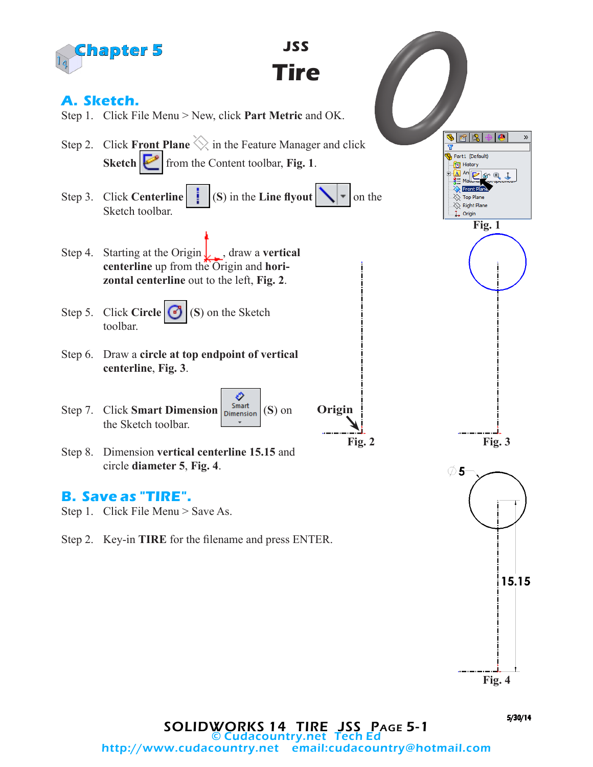# Chapter 5

## JSS
# Tire

## A. Sketch.

Step 1. Click File Menu > New, click **Part Metric** and OK.

Step 2. Click **Front Plane** in the Feature Manager and click **Sketch** from the Content toolbar, **Fig. 1**.

Step 3. Click **Centerline** (**S**) in the **Line flyout** on the Sketch toolbar.

Step 4. Starting at the Origin, draw a **vertical centerline** up from the Origin and **horizontal centerline** out to the left, **Fig. 2**.

Step 5. Click **Circle** (**S**) on the Sketch toolbar.

Step 6. Draw a **circle at top endpoint of vertical centerline**, **Fig. 3**.

Step 7. Click **Smart Dimension** (**S**) on the Sketch toolbar.

Step 8. Dimension **vertical centerline 15.15** and circle **diameter 5**, **Fig. 4**.

Fig. 1

Origin

Fig. 2

Fig. 3

⌀5

15.15

Fig. 4

## B. Save as "TIRE".

Step 1. Click File Menu > Save As.

Step 2. Key-in **TIRE** for the filename and press ENTER.

5/30/14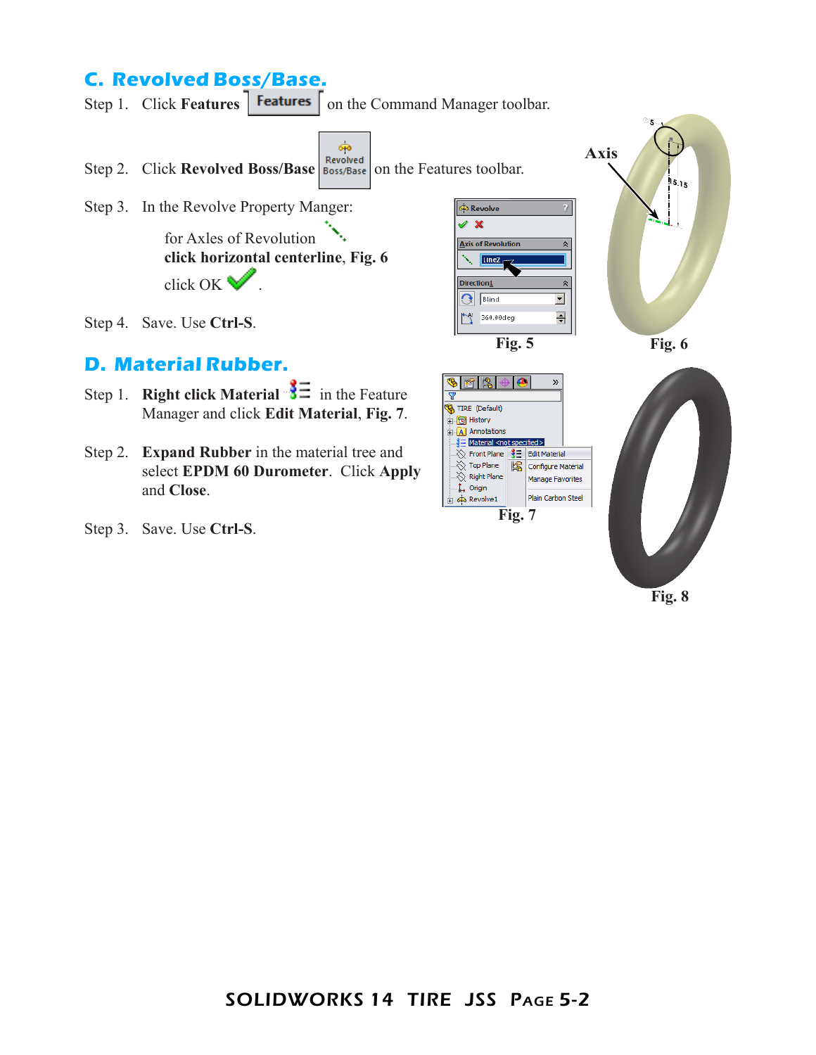## C. Revolved Boss/Base.

Step 1. Click **Features** on the Command Manager toolbar.

Step 2. Click **Revolved Boss/Base** on the Features toolbar.

Step 3. In the Revolve Property Manger:

for Axles of Revolution **click horizontal centerline**, **Fig. 6**

click OK .

Step 4. Save. Use **Ctrl-S**.

Fig. 5

Fig. 6

## D. Material Rubber.

Step 1. **Right click Material** in the Feature Manager and click **Edit Material**, **Fig. 7**.

Step 2. **Expand Rubber** in the material tree and select **EPDM 60 Durometer**. Click **Apply** and **Close**.

Step 3. Save. Use **Ctrl-S**.

Fig. 7

Fig. 8